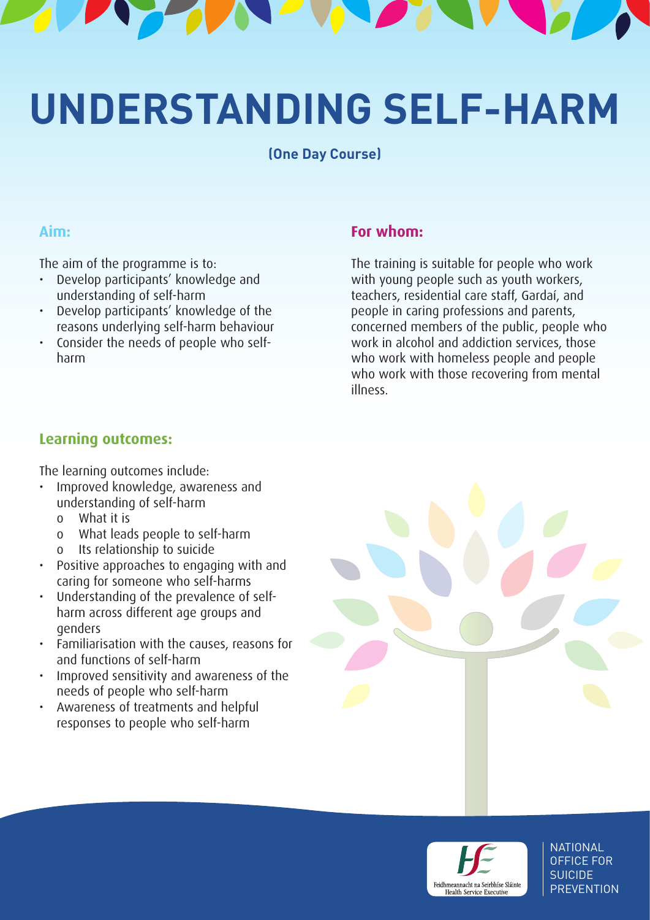# UNDERSTANDING SELF-HARM

**(One Day Course)**

## Aim:

The aim of the programme is to:

- Develop participants' knowledge and understanding of self-harm
- Develop participants' knowledge of the reasons underlying self-harm behaviour
- Consider the needs of people who self-harm

## For whom:

The training is suitable for people who work with young people such as youth workers, teachers, residential care staff, Gardaí, and people in caring professions and parents, concerned members of the public, people who work in alcohol and addiction services, those who work with homeless people and people who work with those recovering from mental illness.

## Learning outcomes:

The learning outcomes include:

- Improved knowledge, awareness and understanding of self-harm
  - What it is
  - What leads people to self-harm
  - Its relationship to suicide
- Positive approaches to engaging with and caring for someone who self-harms
- Understanding of the prevalence of self-harm across different age groups and genders
- Familiarisation with the causes, reasons for and functions of self-harm
- Improved sensitivity and awareness of the needs of people who self-harm
- Awareness of treatments and helpful responses to people who self-harm

Feidhmeannacht na Seirbhíse Sláinte
Health Service Executive

NATIONAL OFFICE FOR SUICIDE PREVENTION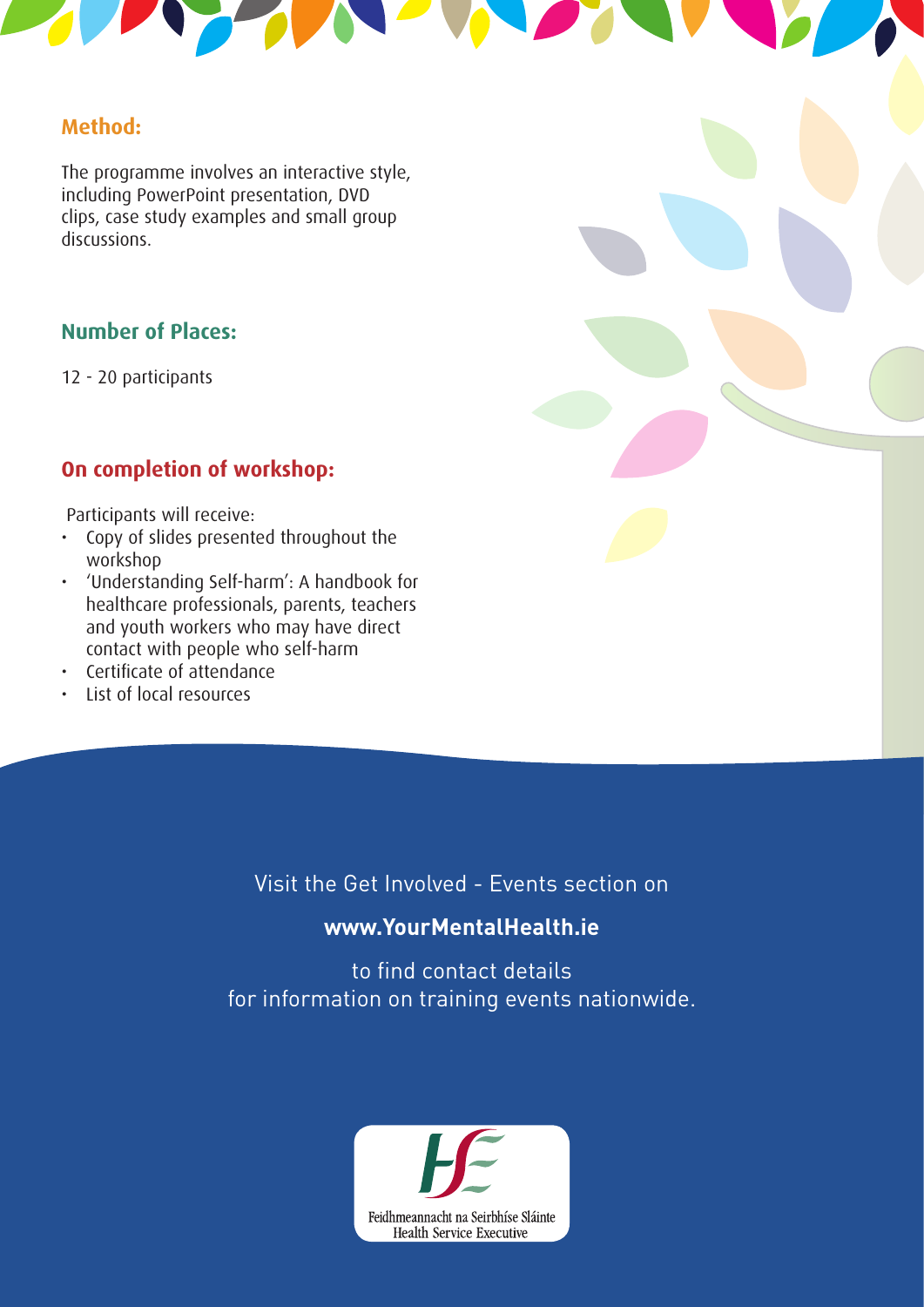## Method:

The programme involves an interactive style, including PowerPoint presentation, DVD clips, case study examples and small group discussions.

## Number of Places:

12 - 20 participants

## On completion of workshop:

Participants will receive:

- Copy of slides presented throughout the workshop
- 'Understanding Self-harm': A handbook for healthcare professionals, parents, teachers and youth workers who may have direct contact with people who self-harm
- Certificate of attendance
- List of local resources

Visit the Get Involved - Events section on

**www.YourMentalHealth.ie**

to find contact details for information on training events nationwide.

Feidhmeannacht na Seirbhíse Sláinte
Health Service Executive